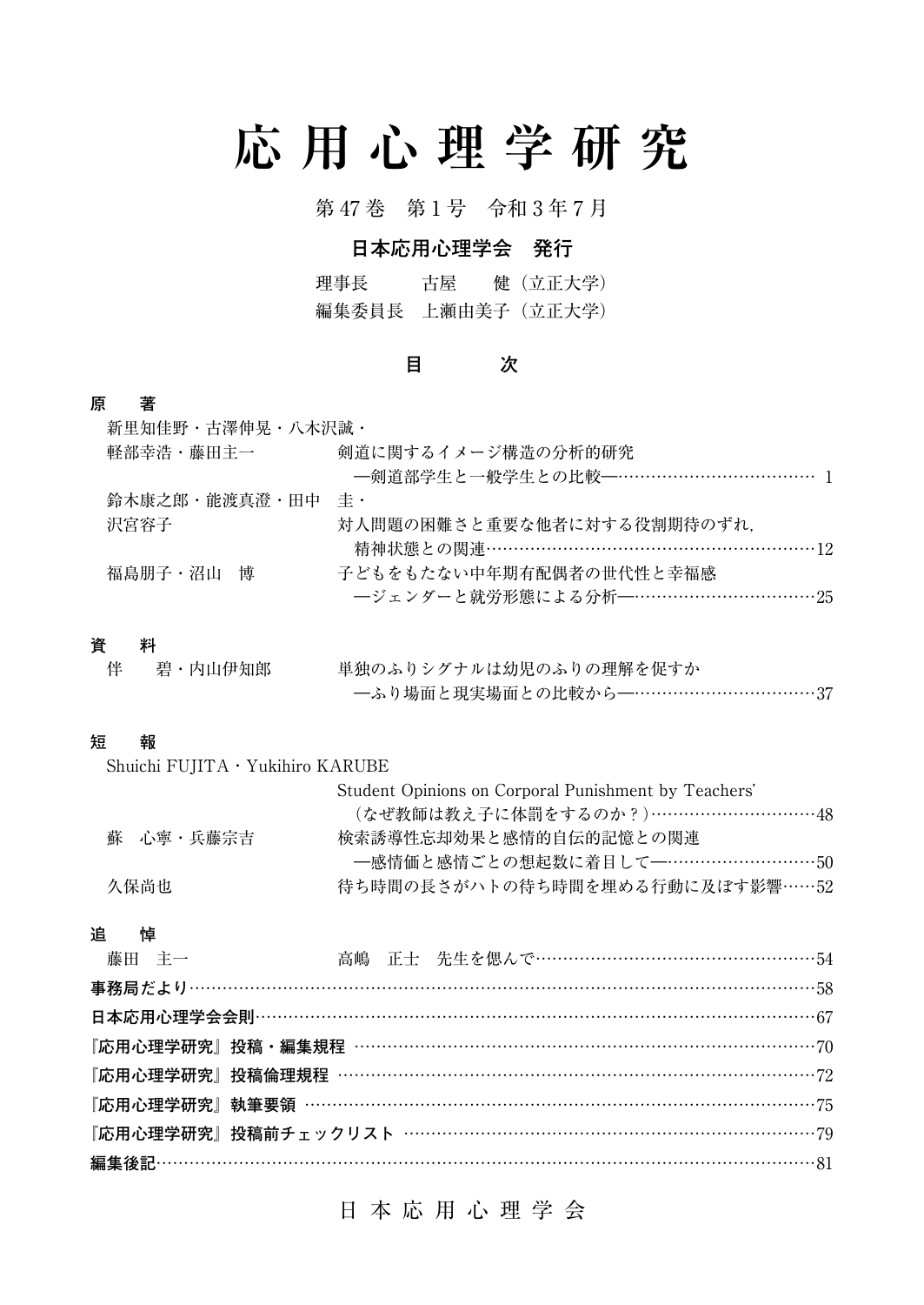# 応用心理学研究

第47巻　第1号　令和3年7月

**日本応用心理学会　発行**

理事長　　　古屋　　健（立正大学）
編集委員長　上瀬由美子（立正大学）

## 目　　次

### 原　著

新里知佳野・古澤伸晃・八木沢誠・
軽部幸浩・藤田主一　　剣道に関するイメージ構造の分析的研究
　　―剣道部学生と一般学生との比較―……………………………… 1

鈴木康之郎・能渡真澄・田中　圭・
沢宮容子　　対人問題の困難さと重要な他者に対する役割期待のずれ，
　　精神状態との関連……………………………………………………12

福島朋子・沼山　博　　子どもをもたない中年期有配偶者の世代性と幸福感
　　―ジェンダーと就労形態による分析―……………………………25

### 資　料

伴　　碧・内山伊知郎　　単独のふりシグナルは幼児のふりの理解を促すか
　　―ふり場面と現実場面との比較から―……………………………37

### 短　報

Shuichi FUJITA・Yukihiro KARUBE
　　Student Opinions on Corporal Punishment by Teachers'
　　（なぜ教師は教え子に体罰をするのか？）…………………………48

蘇　心寧・兵藤宗吉　　検索誘導性忘却効果と感情的自伝的記憶との関連
　　―感情価と感情ごとの想起数に着目して―………………………50

久保尚也　　待ち時間の長さがハトの待ち時間を埋める行動に及ぼす影響……52

### 追　悼

藤田　主一　　高嶋　正士　先生を偲んで……………………………………………54

**事務局だより**…………………………………………………………………………………58

**日本応用心理学会会則**……………………………………………………………………67

**『応用心理学研究』投稿・編集規程**……………………………………………………70

**『応用心理学研究』投稿倫理規程**………………………………………………………72

**『応用心理学研究』執筆要領**……………………………………………………………75

**『応用心理学研究』投稿前チェックリスト**……………………………………………79

**編集後記**………………………………………………………………………………………81

日本応用心理学会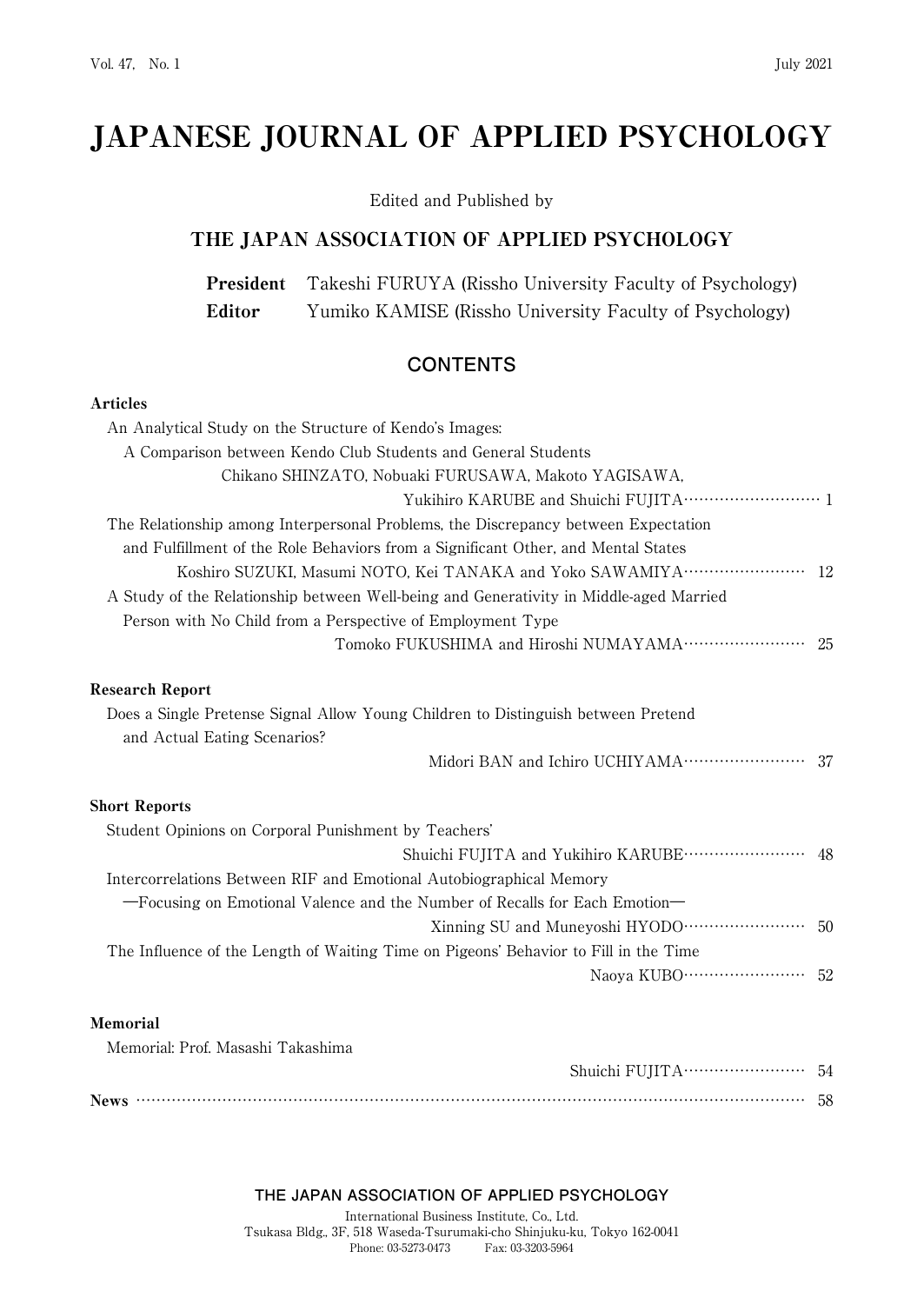# JAPANESE JOURNAL OF APPLIED PSYCHOLOGY

Edited and Published by

## THE JAPAN ASSOCIATION OF APPLIED PSYCHOLOGY

**President** Takeshi FURUYA (Rissho University Faculty of Psychology)
**Editor** Yumiko KAMISE (Rissho University Faculty of Psychology)

## CONTENTS

**Articles**

An Analytical Study on the Structure of Kendo's Images: A Comparison between Kendo Club Students and General Students
Chikano SHINZATO, Nobuaki FURUSAWA, Makoto YAGISAWA, Yukihiro KARUBE and Shuichi FUJITA ……… 1

The Relationship among Interpersonal Problems, the Discrepancy between Expectation and Fulfillment of the Role Behaviors from a Significant Other, and Mental States
Koshiro SUZUKI, Masumi NOTO, Kei TANAKA and Yoko SAWAMIYA ……… 12

A Study of the Relationship between Well-being and Generativity in Middle-aged Married Person with No Child from a Perspective of Employment Type
Tomoko FUKUSHIMA and Hiroshi NUMAYAMA ……… 25

**Research Report**

Does a Single Pretense Signal Allow Young Children to Distinguish between Pretend and Actual Eating Scenarios?
Midori BAN and Ichiro UCHIYAMA ……… 37

**Short Reports**

Student Opinions on Corporal Punishment by Teachers'
Shuichi FUJITA and Yukihiro KARUBE ……… 48

Intercorrelations Between RIF and Emotional Autobiographical Memory —Focusing on Emotional Valence and the Number of Recalls for Each Emotion—
Xinning SU and Muneyoshi HYODO ……… 50

The Influence of the Length of Waiting Time on Pigeons' Behavior to Fill in the Time
Naoya KUBO ……… 52

**Memorial**

Memorial: Prof. Masashi Takashima
Shuichi FUJITA ……… 54

**News** ……… 58

**THE JAPAN ASSOCIATION OF APPLIED PSYCHOLOGY**
International Business Institute, Co., Ltd.
Tsukasa Bldg., 3F, 518 Waseda-Tsurumaki-cho Shinjuku-ku, Tokyo 162-0041
Phone: 03-5273-0473 Fax: 03-3203-5964